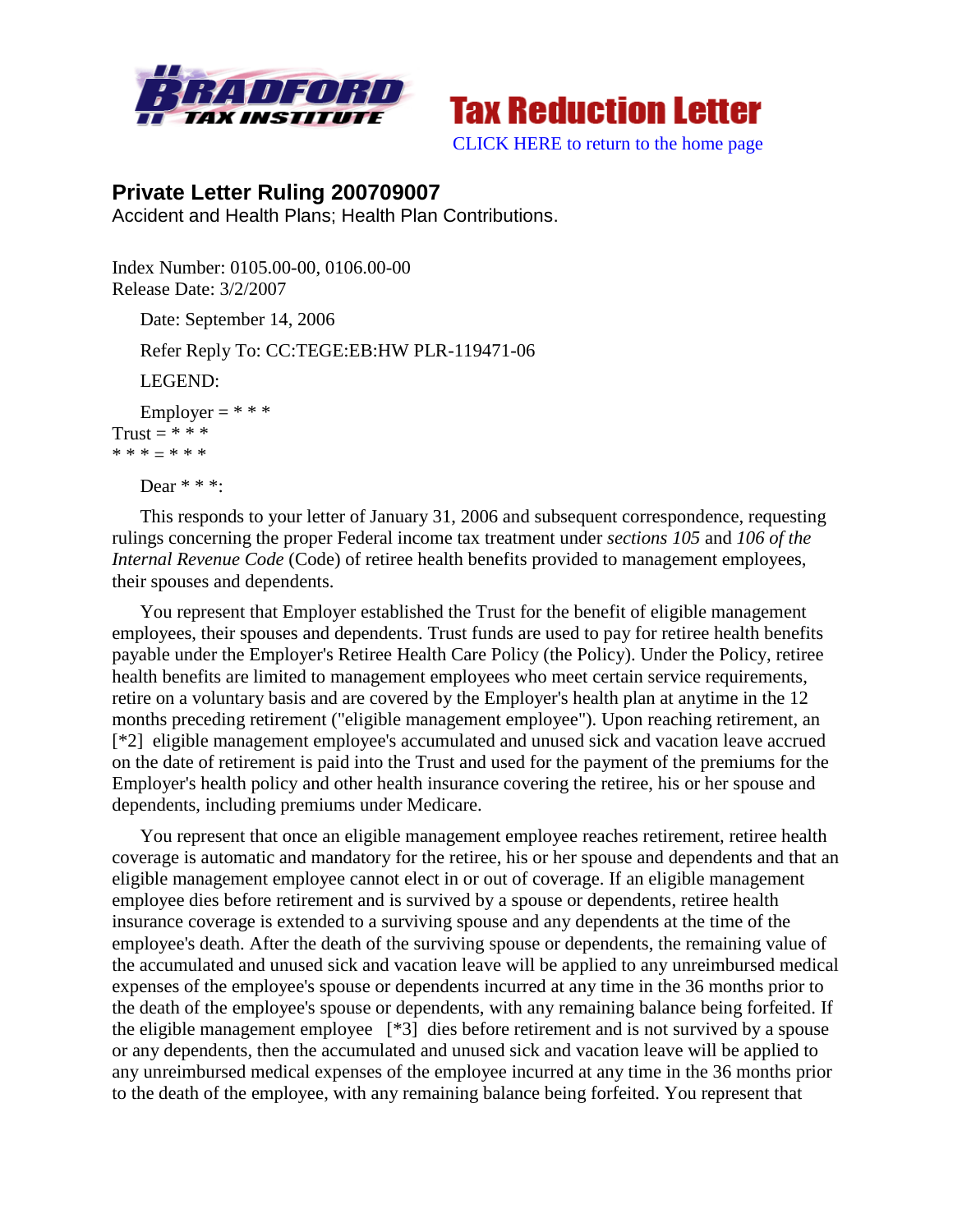Tax Reduction Letter

CLICK HERE to return to the home page

## Private Letter Ruling 200709007

Accident and Health Plans; Health Plan Contributions.

Index Number: 0105.00-00, 0106.00-00
Release Date: 3/2/2007

Date: September 14, 2006

Refer Reply To: CC:TEGE:EB:HW PLR-119471-06

LEGEND:

Employer = * * *
Trust = * * *
* * * = * * *

Dear * * *:

This responds to your letter of January 31, 2006 and subsequent correspondence, requesting rulings concerning the proper Federal income tax treatment under *sections 105* and *106 of the Internal Revenue Code* (Code) of retiree health benefits provided to management employees, their spouses and dependents.

You represent that Employer established the Trust for the benefit of eligible management employees, their spouses and dependents. Trust funds are used to pay for retiree health benefits payable under the Employer's Retiree Health Care Policy (the Policy). Under the Policy, retiree health benefits are limited to management employees who meet certain service requirements, retire on a voluntary basis and are covered by the Employer's health plan at anytime in the 12 months preceding retirement ("eligible management employee"). Upon reaching retirement, an [*2] eligible management employee's accumulated and unused sick and vacation leave accrued on the date of retirement is paid into the Trust and used for the payment of the premiums for the Employer's health policy and other health insurance covering the retiree, his or her spouse and dependents, including premiums under Medicare.

You represent that once an eligible management employee reaches retirement, retiree health coverage is automatic and mandatory for the retiree, his or her spouse and dependents and that an eligible management employee cannot elect in or out of coverage. If an eligible management employee dies before retirement and is survived by a spouse or dependents, retiree health insurance coverage is extended to a surviving spouse and any dependents at the time of the employee's death. After the death of the surviving spouse or dependents, the remaining value of the accumulated and unused sick and vacation leave will be applied to any unreimbursed medical expenses of the employee's spouse or dependents incurred at any time in the 36 months prior to the death of the employee's spouse or dependents, with any remaining balance being forfeited. If the eligible management employee [*3] dies before retirement and is not survived by a spouse or any dependents, then the accumulated and unused sick and vacation leave will be applied to any unreimbursed medical expenses of the employee incurred at any time in the 36 months prior to the death of the employee, with any remaining balance being forfeited. You represent that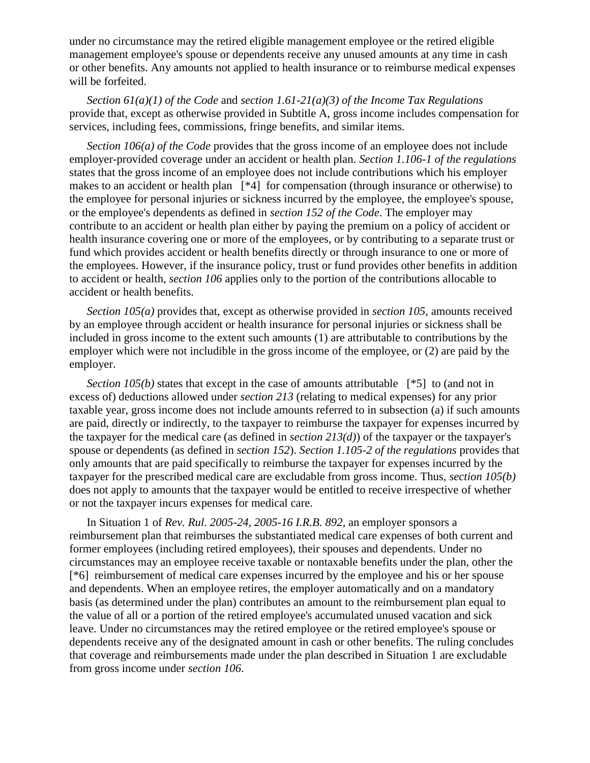under no circumstance may the retired eligible management employee or the retired eligible management employee's spouse or dependents receive any unused amounts at any time in cash or other benefits. Any amounts not applied to health insurance or to reimburse medical expenses will be forfeited.

*Section 61(a)(1) of the Code* and *section 1.61-21(a)(3) of the Income Tax Regulations* provide that, except as otherwise provided in Subtitle A, gross income includes compensation for services, including fees, commissions, fringe benefits, and similar items.

*Section 106(a) of the Code* provides that the gross income of an employee does not include employer-provided coverage under an accident or health plan. *Section 1.106-1 of the regulations* states that the gross income of an employee does not include contributions which his employer makes to an accident or health plan [*4] for compensation (through insurance or otherwise) to the employee for personal injuries or sickness incurred by the employee, the employee's spouse, or the employee's dependents as defined in *section 152 of the Code*. The employer may contribute to an accident or health plan either by paying the premium on a policy of accident or health insurance covering one or more of the employees, or by contributing to a separate trust or fund which provides accident or health benefits directly or through insurance to one or more of the employees. However, if the insurance policy, trust or fund provides other benefits in addition to accident or health, *section 106* applies only to the portion of the contributions allocable to accident or health benefits.

*Section 105(a)* provides that, except as otherwise provided in *section 105*, amounts received by an employee through accident or health insurance for personal injuries or sickness shall be included in gross income to the extent such amounts (1) are attributable to contributions by the employer which were not includible in the gross income of the employee, or (2) are paid by the employer.

*Section 105(b)* states that except in the case of amounts attributable [*5] to (and not in excess of) deductions allowed under *section 213* (relating to medical expenses) for any prior taxable year, gross income does not include amounts referred to in subsection (a) if such amounts are paid, directly or indirectly, to the taxpayer to reimburse the taxpayer for expenses incurred by the taxpayer for the medical care (as defined in *section 213(d)*) of the taxpayer or the taxpayer's spouse or dependents (as defined in *section 152*). *Section 1.105-2 of the regulations* provides that only amounts that are paid specifically to reimburse the taxpayer for expenses incurred by the taxpayer for the prescribed medical care are excludable from gross income. Thus, *section 105(b)* does not apply to amounts that the taxpayer would be entitled to receive irrespective of whether or not the taxpayer incurs expenses for medical care.

In Situation 1 of *Rev. Rul. 2005-24, 2005-16 I.R.B. 892*, an employer sponsors a reimbursement plan that reimburses the substantiated medical care expenses of both current and former employees (including retired employees), their spouses and dependents. Under no circumstances may an employee receive taxable or nontaxable benefits under the plan, other the [*6] reimbursement of medical care expenses incurred by the employee and his or her spouse and dependents. When an employee retires, the employer automatically and on a mandatory basis (as determined under the plan) contributes an amount to the reimbursement plan equal to the value of all or a portion of the retired employee's accumulated unused vacation and sick leave. Under no circumstances may the retired employee or the retired employee's spouse or dependents receive any of the designated amount in cash or other benefits. The ruling concludes that coverage and reimbursements made under the plan described in Situation 1 are excludable from gross income under *section 106*.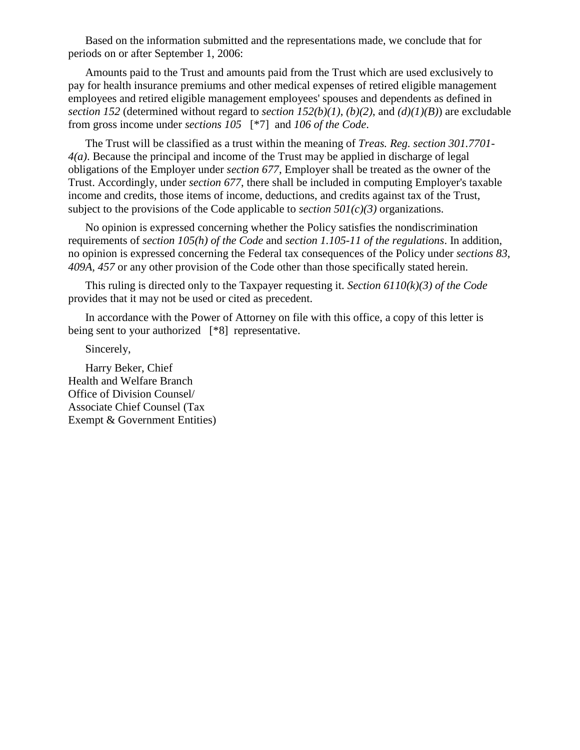Based on the information submitted and the representations made, we conclude that for periods on or after September 1, 2006:

Amounts paid to the Trust and amounts paid from the Trust which are used exclusively to pay for health insurance premiums and other medical expenses of retired eligible management employees and retired eligible management employees' spouses and dependents as defined in *section 152* (determined without regard to *section 152(b)(1)*, *(b)(2)*, and *(d)(1)(B)*) are excludable from gross income under *sections 105* [*7] and *106 of the Code*.

The Trust will be classified as a trust within the meaning of *Treas. Reg. section 301.7701-4(a)*. Because the principal and income of the Trust may be applied in discharge of legal obligations of the Employer under *section 677*, Employer shall be treated as the owner of the Trust. Accordingly, under *section 677*, there shall be included in computing Employer's taxable income and credits, those items of income, deductions, and credits against tax of the Trust, subject to the provisions of the Code applicable to *section 501(c)(3)* organizations.

No opinion is expressed concerning whether the Policy satisfies the nondiscrimination requirements of *section 105(h) of the Code* and *section 1.105-11 of the regulations*. In addition, no opinion is expressed concerning the Federal tax consequences of the Policy under *sections 83*, *409A*, *457* or any other provision of the Code other than those specifically stated herein.

This ruling is directed only to the Taxpayer requesting it. *Section 6110(k)(3) of the Code* provides that it may not be used or cited as precedent.

In accordance with the Power of Attorney on file with this office, a copy of this letter is being sent to your authorized [*8] representative.

Sincerely,

Harry Beker, Chief
Health and Welfare Branch
Office of Division Counsel/
Associate Chief Counsel (Tax
Exempt & Government Entities)